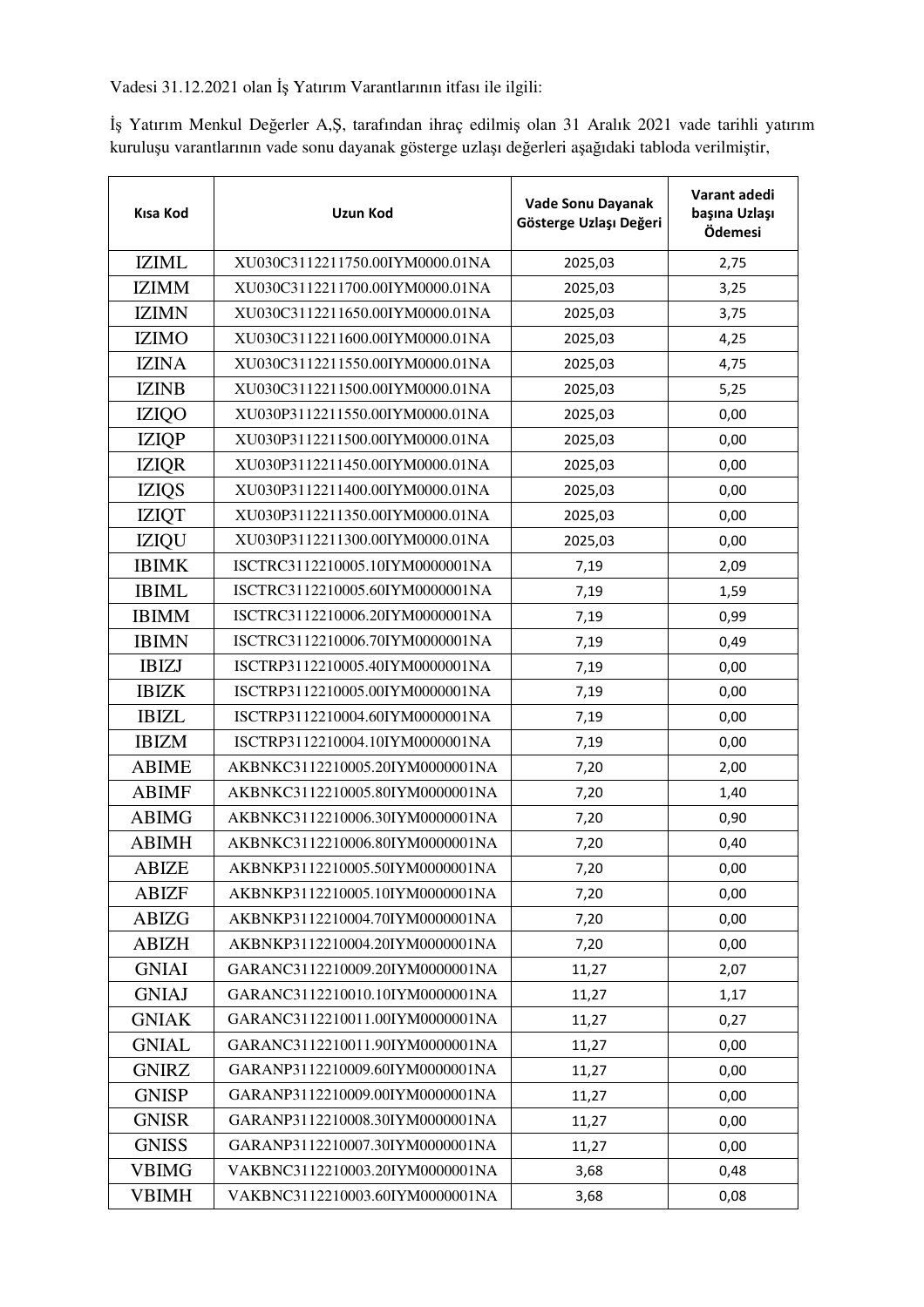Vadesi 31.12.2021 olan İş Yatırım Varantlarının itfası ile ilgili:

İş Yatırım Menkul Değerler A,Ş, tarafından ihraç edilmiş olan 31 Aralık 2021 vade tarihli yatırım kuruluşu varantlarının vade sonu dayanak gösterge uzlaşı değerleri aşağıdaki tabloda verilmiştir,

| Kısa Kod | Uzun Kod | Vade Sonu Dayanak Gösterge Uzlaşı Değeri | Varant adedi başına Uzlaşı Ödemesi |
|---|---|---|---|
| IZIML | XU030C3112211750.00IYM0000.01NA | 2025,03 | 2,75 |
| IZIMM | XU030C3112211700.00IYM0000.01NA | 2025,03 | 3,25 |
| IZIMN | XU030C3112211650.00IYM0000.01NA | 2025,03 | 3,75 |
| IZIMO | XU030C3112211600.00IYM0000.01NA | 2025,03 | 4,25 |
| IZINA | XU030C3112211550.00IYM0000.01NA | 2025,03 | 4,75 |
| IZINB | XU030C3112211500.00IYM0000.01NA | 2025,03 | 5,25 |
| IZIQO | XU030P3112211550.00IYM0000.01NA | 2025,03 | 0,00 |
| IZIQP | XU030P3112211500.00IYM0000.01NA | 2025,03 | 0,00 |
| IZIQR | XU030P3112211450.00IYM0000.01NA | 2025,03 | 0,00 |
| IZIQS | XU030P3112211400.00IYM0000.01NA | 2025,03 | 0,00 |
| IZIQT | XU030P3112211350.00IYM0000.01NA | 2025,03 | 0,00 |
| IZIQU | XU030P3112211300.00IYM0000.01NA | 2025,03 | 0,00 |
| IBIMK | ISCTRC3112210005.10IYM0000001NA | 7,19 | 2,09 |
| IBIML | ISCTRC3112210005.60IYM0000001NA | 7,19 | 1,59 |
| IBIMM | ISCTRC3112210006.20IYM0000001NA | 7,19 | 0,99 |
| IBIMN | ISCTRC3112210006.70IYM0000001NA | 7,19 | 0,49 |
| IBIZJ | ISCTRP3112210005.40IYM0000001NA | 7,19 | 0,00 |
| IBIZK | ISCTRP3112210005.00IYM0000001NA | 7,19 | 0,00 |
| IBIZL | ISCTRP3112210004.60IYM0000001NA | 7,19 | 0,00 |
| IBIZM | ISCTRP3112210004.10IYM0000001NA | 7,19 | 0,00 |
| ABIME | AKBNKC3112210005.20IYM0000001NA | 7,20 | 2,00 |
| ABIMF | AKBNKC3112210005.80IYM0000001NA | 7,20 | 1,40 |
| ABIMG | AKBNKC3112210006.30IYM0000001NA | 7,20 | 0,90 |
| ABIMH | AKBNKC3112210006.80IYM0000001NA | 7,20 | 0,40 |
| ABIZE | AKBNKP3112210005.50IYM0000001NA | 7,20 | 0,00 |
| ABIZF | AKBNKP3112210005.10IYM0000001NA | 7,20 | 0,00 |
| ABIZG | AKBNKP3112210004.70IYM0000001NA | 7,20 | 0,00 |
| ABIZH | AKBNKP3112210004.20IYM0000001NA | 7,20 | 0,00 |
| GNIAI | GARANC3112210009.20IYM0000001NA | 11,27 | 2,07 |
| GNIAJ | GARANC3112210010.10IYM0000001NA | 11,27 | 1,17 |
| GNIAK | GARANC3112210011.00IYM0000001NA | 11,27 | 0,27 |
| GNIAL | GARANC3112210011.90IYM0000001NA | 11,27 | 0,00 |
| GNIRZ | GARANP3112210009.60IYM0000001NA | 11,27 | 0,00 |
| GNISP | GARANP3112210009.00IYM0000001NA | 11,27 | 0,00 |
| GNISR | GARANP3112210008.30IYM0000001NA | 11,27 | 0,00 |
| GNISS | GARANP3112210007.30IYM0000001NA | 11,27 | 0,00 |
| VBIMG | VAKBNC3112210003.20IYM0000001NA | 3,68 | 0,48 |
| VBIMH | VAKBNC3112210003.60IYM0000001NA | 3,68 | 0,08 |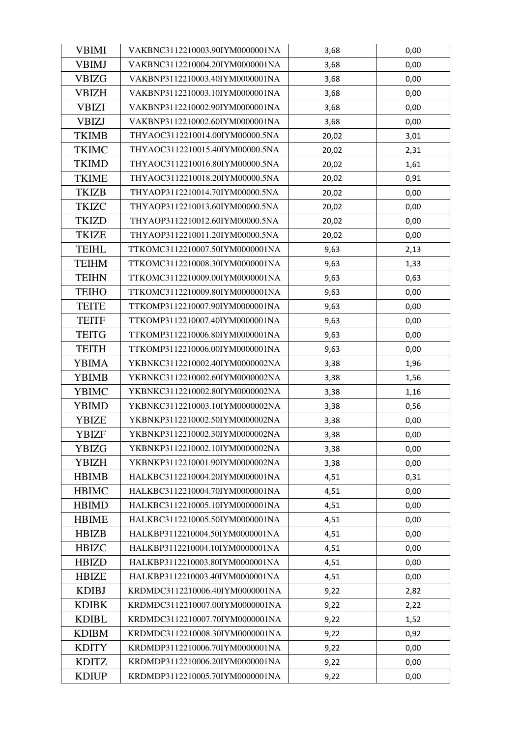| VBIMI | VAKBNC3112210003.90IYM0000001NA | 3,68 | 0,00 |
|---|---|---|---|
| VBIMJ | VAKBNC3112210004.20IYM0000001NA | 3,68 | 0,00 |
| VBIZG | VAKBNP3112210003.40IYM0000001NA | 3,68 | 0,00 |
| VBIZH | VAKBNP3112210003.10IYM0000001NA | 3,68 | 0,00 |
| VBIZI | VAKBNP3112210002.90IYM0000001NA | 3,68 | 0,00 |
| VBIZJ | VAKBNP3112210002.60IYM0000001NA | 3,68 | 0,00 |
| TKIMB | THYAOC3112210014.00IYM00000.5NA | 20,02 | 3,01 |
| TKIMC | THYAOC3112210015.40IYM00000.5NA | 20,02 | 2,31 |
| TKIMD | THYAOC3112210016.80IYM00000.5NA | 20,02 | 1,61 |
| TKIME | THYAOC3112210018.20IYM00000.5NA | 20,02 | 0,91 |
| TKIZB | THYAOP3112210014.70IYM00000.5NA | 20,02 | 0,00 |
| TKIZC | THYAOP3112210013.60IYM00000.5NA | 20,02 | 0,00 |
| TKIZD | THYAOP3112210012.60IYM00000.5NA | 20,02 | 0,00 |
| TKIZE | THYAOP3112210011.20IYM00000.5NA | 20,02 | 0,00 |
| TEIHL | TTKOMC3112210007.50IYM0000001NA | 9,63 | 2,13 |
| TEIHM | TTKOMC3112210008.30IYM0000001NA | 9,63 | 1,33 |
| TEIHN | TTKOMC3112210009.00IYM0000001NA | 9,63 | 0,63 |
| TEIHO | TTKOMC3112210009.80IYM0000001NA | 9,63 | 0,00 |
| TEITE | TTKOMP3112210007.90IYM0000001NA | 9,63 | 0,00 |
| TEITF | TTKOMP3112210007.40IYM0000001NA | 9,63 | 0,00 |
| TEITG | TTKOMP3112210006.80IYM0000001NA | 9,63 | 0,00 |
| TEITH | TTKOMP3112210006.00IYM0000001NA | 9,63 | 0,00 |
| YBIMA | YKBNKC3112210002.40IYM0000002NA | 3,38 | 1,96 |
| YBIMB | YKBNKC3112210002.60IYM0000002NA | 3,38 | 1,56 |
| YBIMC | YKBNKC3112210002.80IYM0000002NA | 3,38 | 1,16 |
| YBIMD | YKBNKC3112210003.10IYM0000002NA | 3,38 | 0,56 |
| YBIZE | YKBNKP3112210002.50IYM0000002NA | 3,38 | 0,00 |
| YBIZF | YKBNKP3112210002.30IYM0000002NA | 3,38 | 0,00 |
| YBIZG | YKBNKP3112210002.10IYM0000002NA | 3,38 | 0,00 |
| YBIZH | YKBNKP3112210001.90IYM0000002NA | 3,38 | 0,00 |
| HBIMB | HALKBC3112210004.20IYM0000001NA | 4,51 | 0,31 |
| HBIMC | HALKBC3112210004.70IYM0000001NA | 4,51 | 0,00 |
| HBIMD | HALKBC3112210005.10IYM0000001NA | 4,51 | 0,00 |
| HBIME | HALKBC3112210005.50IYM0000001NA | 4,51 | 0,00 |
| HBIZB | HALKBP3112210004.50IYM0000001NA | 4,51 | 0,00 |
| HBIZC | HALKBP3112210004.10IYM0000001NA | 4,51 | 0,00 |
| HBIZD | HALKBP3112210003.80IYM0000001NA | 4,51 | 0,00 |
| HBIZE | HALKBP3112210003.40IYM0000001NA | 4,51 | 0,00 |
| KDIBJ | KRDMDC3112210006.40IYM0000001NA | 9,22 | 2,82 |
| KDIBK | KRDMDC3112210007.00IYM0000001NA | 9,22 | 2,22 |
| KDIBL | KRDMDC3112210007.70IYM0000001NA | 9,22 | 1,52 |
| KDIBM | KRDMDC3112210008.30IYM0000001NA | 9,22 | 0,92 |
| KDITY | KRDMDP3112210006.70IYM0000001NA | 9,22 | 0,00 |
| KDITZ | KRDMDP3112210006.20IYM0000001NA | 9,22 | 0,00 |
| KDIUP | KRDMDP3112210005.70IYM0000001NA | 9,22 | 0,00 |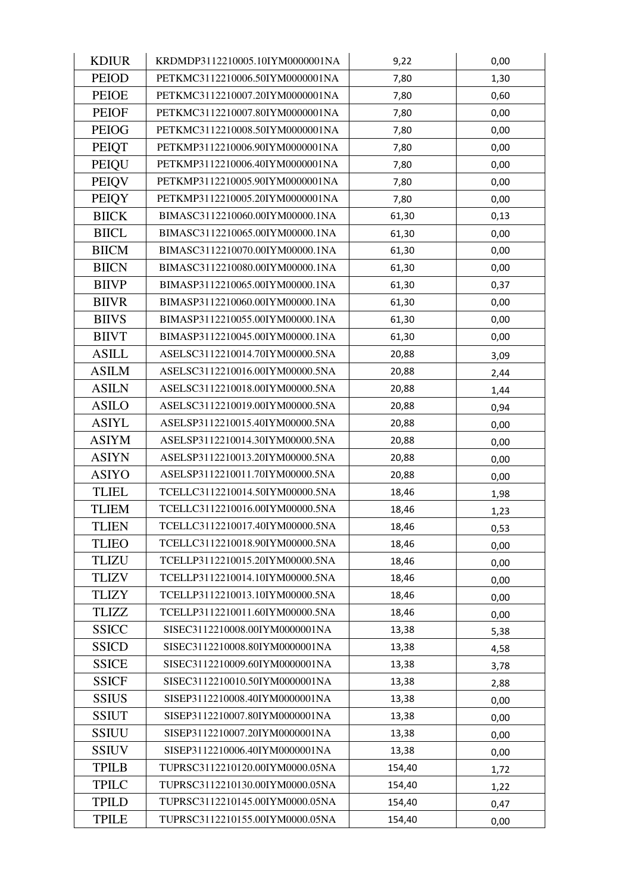| | | | |
|---|---|---|---|
| KDIUR | KRDMDP3112210005.10IYM0000001NA | 9,22 | 0,00 |
| PEIOD | PETKMC3112210006.50IYM0000001NA | 7,80 | 1,30 |
| PEIOE | PETKMC3112210007.20IYM0000001NA | 7,80 | 0,60 |
| PEIOF | PETKMC3112210007.80IYM0000001NA | 7,80 | 0,00 |
| PEIOG | PETKMC3112210008.50IYM0000001NA | 7,80 | 0,00 |
| PEIQT | PETKMP3112210006.90IYM0000001NA | 7,80 | 0,00 |
| PEIQU | PETKMP3112210006.40IYM0000001NA | 7,80 | 0,00 |
| PEIQV | PETKMP3112210005.90IYM0000001NA | 7,80 | 0,00 |
| PEIQY | PETKMP3112210005.20IYM0000001NA | 7,80 | 0,00 |
| BIICK | BIMASC3112210060.00IYM00000.1NA | 61,30 | 0,13 |
| BIICL | BIMASC3112210065.00IYM00000.1NA | 61,30 | 0,00 |
| BIICM | BIMASC3112210070.00IYM00000.1NA | 61,30 | 0,00 |
| BIICN | BIMASC3112210080.00IYM00000.1NA | 61,30 | 0,00 |
| BIIVP | BIMASP3112210065.00IYM00000.1NA | 61,30 | 0,37 |
| BIIVR | BIMASP3112210060.00IYM00000.1NA | 61,30 | 0,00 |
| BIIVS | BIMASP3112210055.00IYM00000.1NA | 61,30 | 0,00 |
| BIIVT | BIMASP3112210045.00IYM00000.1NA | 61,30 | 0,00 |
| ASILL | ASELSC3112210014.70IYM00000.5NA | 20,88 | 3,09 |
| ASILM | ASELSC3112210016.00IYM00000.5NA | 20,88 | 2,44 |
| ASILN | ASELSC3112210018.00IYM00000.5NA | 20,88 | 1,44 |
| ASILO | ASELSC3112210019.00IYM00000.5NA | 20,88 | 0,94 |
| ASIYL | ASELSP3112210015.40IYM00000.5NA | 20,88 | 0,00 |
| ASIYM | ASELSP3112210014.30IYM00000.5NA | 20,88 | 0,00 |
| ASIYN | ASELSP3112210013.20IYM00000.5NA | 20,88 | 0,00 |
| ASIYO | ASELSP3112210011.70IYM00000.5NA | 20,88 | 0,00 |
| TLIEL | TCELLC3112210014.50IYM00000.5NA | 18,46 | 1,98 |
| TLIEM | TCELLC3112210016.00IYM00000.5NA | 18,46 | 1,23 |
| TLIEN | TCELLC3112210017.40IYM00000.5NA | 18,46 | 0,53 |
| TLIEO | TCELLC3112210018.90IYM00000.5NA | 18,46 | 0,00 |
| TLIZU | TCELLP3112210015.20IYM00000.5NA | 18,46 | 0,00 |
| TLIZV | TCELLP3112210014.10IYM00000.5NA | 18,46 | 0,00 |
| TLIZY | TCELLP3112210013.10IYM00000.5NA | 18,46 | 0,00 |
| TLIZZ | TCELLP3112210011.60IYM00000.5NA | 18,46 | 0,00 |
| SSICC | SISEC3112210008.00IYM0000001NA | 13,38 | 5,38 |
| SSICD | SISEC3112210008.80IYM0000001NA | 13,38 | 4,58 |
| SSICE | SISEC3112210009.60IYM0000001NA | 13,38 | 3,78 |
| SSICF | SISEC3112210010.50IYM0000001NA | 13,38 | 2,88 |
| SSIUS | SISEP3112210008.40IYM0000001NA | 13,38 | 0,00 |
| SSIUT | SISEP3112210007.80IYM0000001NA | 13,38 | 0,00 |
| SSIUU | SISEP3112210007.20IYM0000001NA | 13,38 | 0,00 |
| SSIUV | SISEP3112210006.40IYM0000001NA | 13,38 | 0,00 |
| TPILB | TUPRSC3112210120.00IYM0000.05NA | 154,40 | 1,72 |
| TPILC | TUPRSC3112210130.00IYM0000.05NA | 154,40 | 1,22 |
| TPILD | TUPRSC3112210145.00IYM0000.05NA | 154,40 | 0,47 |
| TPILE | TUPRSC3112210155.00IYM0000.05NA | 154,40 | 0,00 |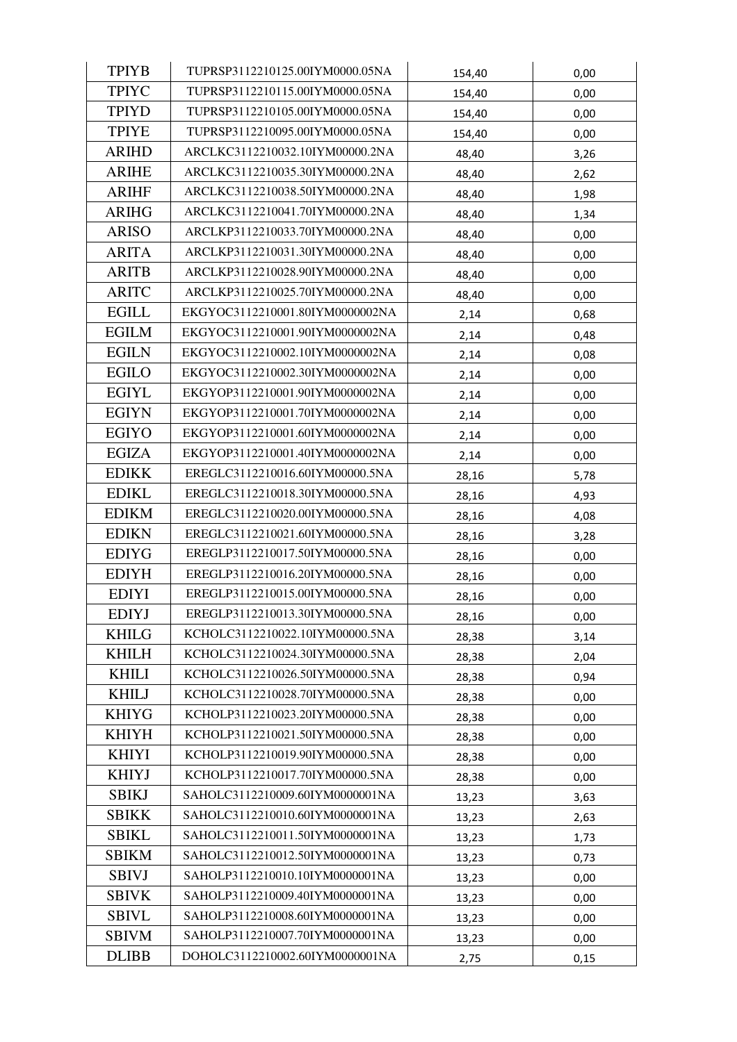| TPIYB | TUPRSP3112210125.00IYM0000.05NA | 154,40 | 0,00 |
|---|---|---|---|
| TPIYC | TUPRSP3112210115.00IYM0000.05NA | 154,40 | 0,00 |
| TPIYD | TUPRSP3112210105.00IYM0000.05NA | 154,40 | 0,00 |
| TPIYE | TUPRSP3112210095.00IYM0000.05NA | 154,40 | 0,00 |
| ARIHD | ARCLKC3112210032.10IYM00000.2NA | 48,40 | 3,26 |
| ARIHE | ARCLKC3112210035.30IYM00000.2NA | 48,40 | 2,62 |
| ARIHF | ARCLKC3112210038.50IYM00000.2NA | 48,40 | 1,98 |
| ARIHG | ARCLKC3112210041.70IYM00000.2NA | 48,40 | 1,34 |
| ARISO | ARCLKP3112210033.70IYM00000.2NA | 48,40 | 0,00 |
| ARITA | ARCLKP3112210031.30IYM00000.2NA | 48,40 | 0,00 |
| ARITB | ARCLKP3112210028.90IYM00000.2NA | 48,40 | 0,00 |
| ARITC | ARCLKP3112210025.70IYM00000.2NA | 48,40 | 0,00 |
| EGILL | EKGYOC3112210001.80IYM0000002NA | 2,14 | 0,68 |
| EGILM | EKGYOC3112210001.90IYM0000002NA | 2,14 | 0,48 |
| EGILN | EKGYOC3112210002.10IYM0000002NA | 2,14 | 0,08 |
| EGILO | EKGYOC3112210002.30IYM0000002NA | 2,14 | 0,00 |
| EGIYL | EKGYOP3112210001.90IYM0000002NA | 2,14 | 0,00 |
| EGIYN | EKGYOP3112210001.70IYM0000002NA | 2,14 | 0,00 |
| EGIYO | EKGYOP3112210001.60IYM0000002NA | 2,14 | 0,00 |
| EGIZA | EKGYOP3112210001.40IYM0000002NA | 2,14 | 0,00 |
| EDIKK | EREGLC3112210016.60IYM00000.5NA | 28,16 | 5,78 |
| EDIKL | EREGLC3112210018.30IYM00000.5NA | 28,16 | 4,93 |
| EDIKM | EREGLC3112210020.00IYM00000.5NA | 28,16 | 4,08 |
| EDIKN | EREGLC3112210021.60IYM00000.5NA | 28,16 | 3,28 |
| EDIYG | EREGLP3112210017.50IYM00000.5NA | 28,16 | 0,00 |
| EDIYH | EREGLP3112210016.20IYM00000.5NA | 28,16 | 0,00 |
| EDIYI | EREGLP3112210015.00IYM00000.5NA | 28,16 | 0,00 |
| EDIYJ | EREGLP3112210013.30IYM00000.5NA | 28,16 | 0,00 |
| KHILG | KCHOLC3112210022.10IYM00000.5NA | 28,38 | 3,14 |
| KHILH | KCHOLC3112210024.30IYM00000.5NA | 28,38 | 2,04 |
| KHILI | KCHOLC3112210026.50IYM00000.5NA | 28,38 | 0,94 |
| KHILJ | KCHOLC3112210028.70IYM00000.5NA | 28,38 | 0,00 |
| KHIYG | KCHOLP3112210023.20IYM00000.5NA | 28,38 | 0,00 |
| KHIYH | KCHOLP3112210021.50IYM00000.5NA | 28,38 | 0,00 |
| KHIYI | KCHOLP3112210019.90IYM00000.5NA | 28,38 | 0,00 |
| KHIYJ | KCHOLP3112210017.70IYM00000.5NA | 28,38 | 0,00 |
| SBIKJ | SAHOLC3112210009.60IYM0000001NA | 13,23 | 3,63 |
| SBIKK | SAHOLC3112210010.60IYM0000001NA | 13,23 | 2,63 |
| SBIKL | SAHOLC3112210011.50IYM0000001NA | 13,23 | 1,73 |
| SBIKM | SAHOLC3112210012.50IYM0000001NA | 13,23 | 0,73 |
| SBIVJ | SAHOLP3112210010.10IYM0000001NA | 13,23 | 0,00 |
| SBIVK | SAHOLP3112210009.40IYM0000001NA | 13,23 | 0,00 |
| SBIVL | SAHOLP3112210008.60IYM0000001NA | 13,23 | 0,00 |
| SBIVM | SAHOLP3112210007.70IYM0000001NA | 13,23 | 0,00 |
| DLIBB | DOHOLC3112210002.60IYM0000001NA | 2,75 | 0,15 |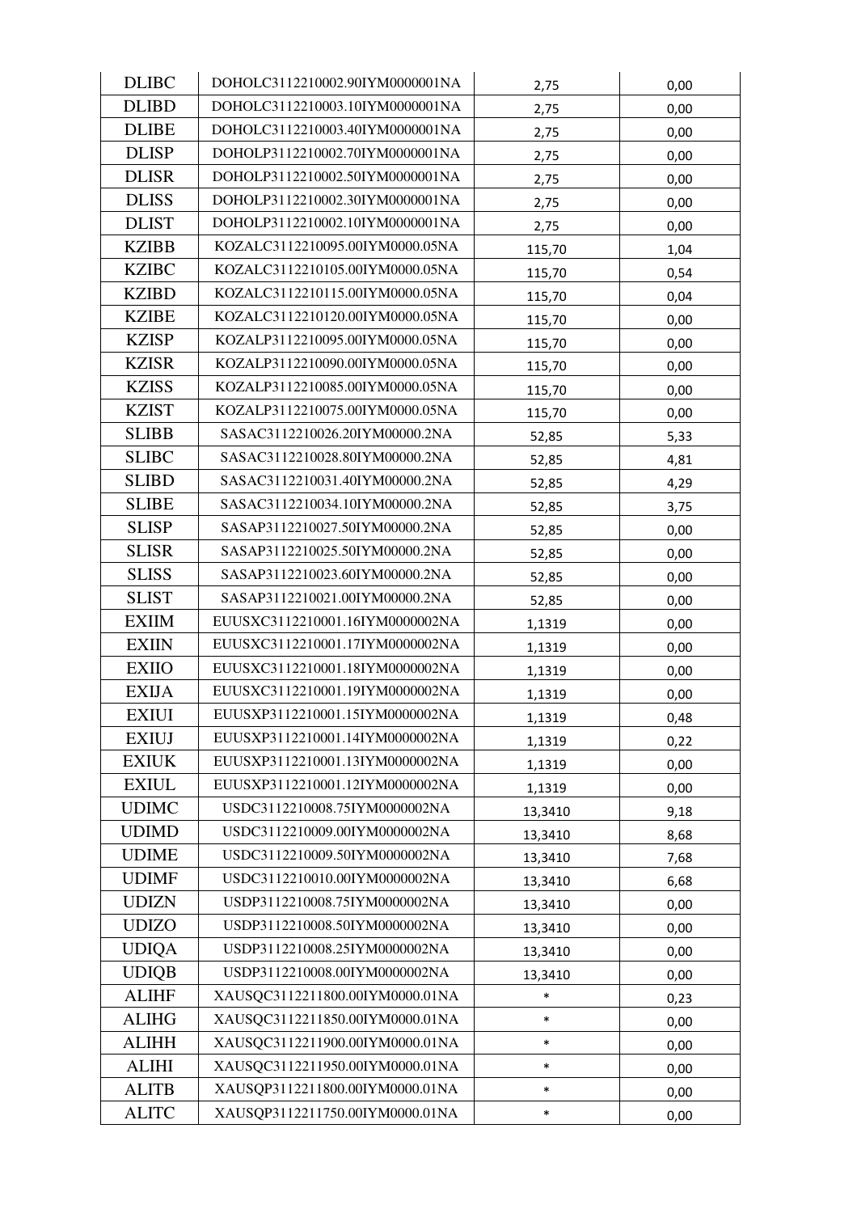| | | | |
|---|---|---|---|
| DLIBC | DOHOLC3112210002.90IYM0000001NA | 2,75 | 0,00 |
| DLIBD | DOHOLC3112210003.10IYM0000001NA | 2,75 | 0,00 |
| DLIBE | DOHOLC3112210003.40IYM0000001NA | 2,75 | 0,00 |
| DLISP | DOHOLP3112210002.70IYM0000001NA | 2,75 | 0,00 |
| DLISR | DOHOLP3112210002.50IYM0000001NA | 2,75 | 0,00 |
| DLISS | DOHOLP3112210002.30IYM0000001NA | 2,75 | 0,00 |
| DLIST | DOHOLP3112210002.10IYM0000001NA | 2,75 | 0,00 |
| KZIBB | KOZALC3112210095.00IYM0000.05NA | 115,70 | 1,04 |
| KZIBC | KOZALC3112210105.00IYM0000.05NA | 115,70 | 0,54 |
| KZIBD | KOZALC3112210115.00IYM0000.05NA | 115,70 | 0,04 |
| KZIBE | KOZALC3112210120.00IYM0000.05NA | 115,70 | 0,00 |
| KZISP | KOZALP3112210095.00IYM0000.05NA | 115,70 | 0,00 |
| KZISR | KOZALP3112210090.00IYM0000.05NA | 115,70 | 0,00 |
| KZISS | KOZALP3112210085.00IYM0000.05NA | 115,70 | 0,00 |
| KZIST | KOZALP3112210075.00IYM0000.05NA | 115,70 | 0,00 |
| SLIBB | SASAC3112210026.20IYM00000.2NA | 52,85 | 5,33 |
| SLIBC | SASAC3112210028.80IYM00000.2NA | 52,85 | 4,81 |
| SLIBD | SASAC3112210031.40IYM00000.2NA | 52,85 | 4,29 |
| SLIBE | SASAC3112210034.10IYM00000.2NA | 52,85 | 3,75 |
| SLISP | SASAP3112210027.50IYM00000.2NA | 52,85 | 0,00 |
| SLISR | SASAP3112210025.50IYM00000.2NA | 52,85 | 0,00 |
| SLISS | SASAP3112210023.60IYM00000.2NA | 52,85 | 0,00 |
| SLIST | SASAP3112210021.00IYM00000.2NA | 52,85 | 0,00 |
| EXIIM | EUUSXC3112210001.16IYM0000002NA | 1,1319 | 0,00 |
| EXIIN | EUUSXC3112210001.17IYM0000002NA | 1,1319 | 0,00 |
| EXIIO | EUUSXC3112210001.18IYM0000002NA | 1,1319 | 0,00 |
| EXIJA | EUUSXC3112210001.19IYM0000002NA | 1,1319 | 0,00 |
| EXIUI | EUUSXP3112210001.15IYM0000002NA | 1,1319 | 0,48 |
| EXIUJ | EUUSXP3112210001.14IYM0000002NA | 1,1319 | 0,22 |
| EXIUK | EUUSXP3112210001.13IYM0000002NA | 1,1319 | 0,00 |
| EXIUL | EUUSXP3112210001.12IYM0000002NA | 1,1319 | 0,00 |
| UDIMC | USDC3112210008.75IYM0000002NA | 13,3410 | 9,18 |
| UDIMD | USDC3112210009.00IYM0000002NA | 13,3410 | 8,68 |
| UDIME | USDC3112210009.50IYM0000002NA | 13,3410 | 7,68 |
| UDIMF | USDC3112210010.00IYM0000002NA | 13,3410 | 6,68 |
| UDIZN | USDP3112210008.75IYM0000002NA | 13,3410 | 0,00 |
| UDIZO | USDP3112210008.50IYM0000002NA | 13,3410 | 0,00 |
| UDIQA | USDP3112210008.25IYM0000002NA | 13,3410 | 0,00 |
| UDIQB | USDP3112210008.00IYM0000002NA | 13,3410 | 0,00 |
| ALIHF | XAUSQC3112211800.00IYM0000.01NA | * | 0,23 |
| ALIHG | XAUSQC3112211850.00IYM0000.01NA | * | 0,00 |
| ALIHH | XAUSQC3112211900.00IYM0000.01NA | * | 0,00 |
| ALIHI | XAUSQC3112211950.00IYM0000.01NA | * | 0,00 |
| ALITB | XAUSQP3112211800.00IYM0000.01NA | * | 0,00 |
| ALITC | XAUSQP3112211750.00IYM0000.01NA | * | 0,00 |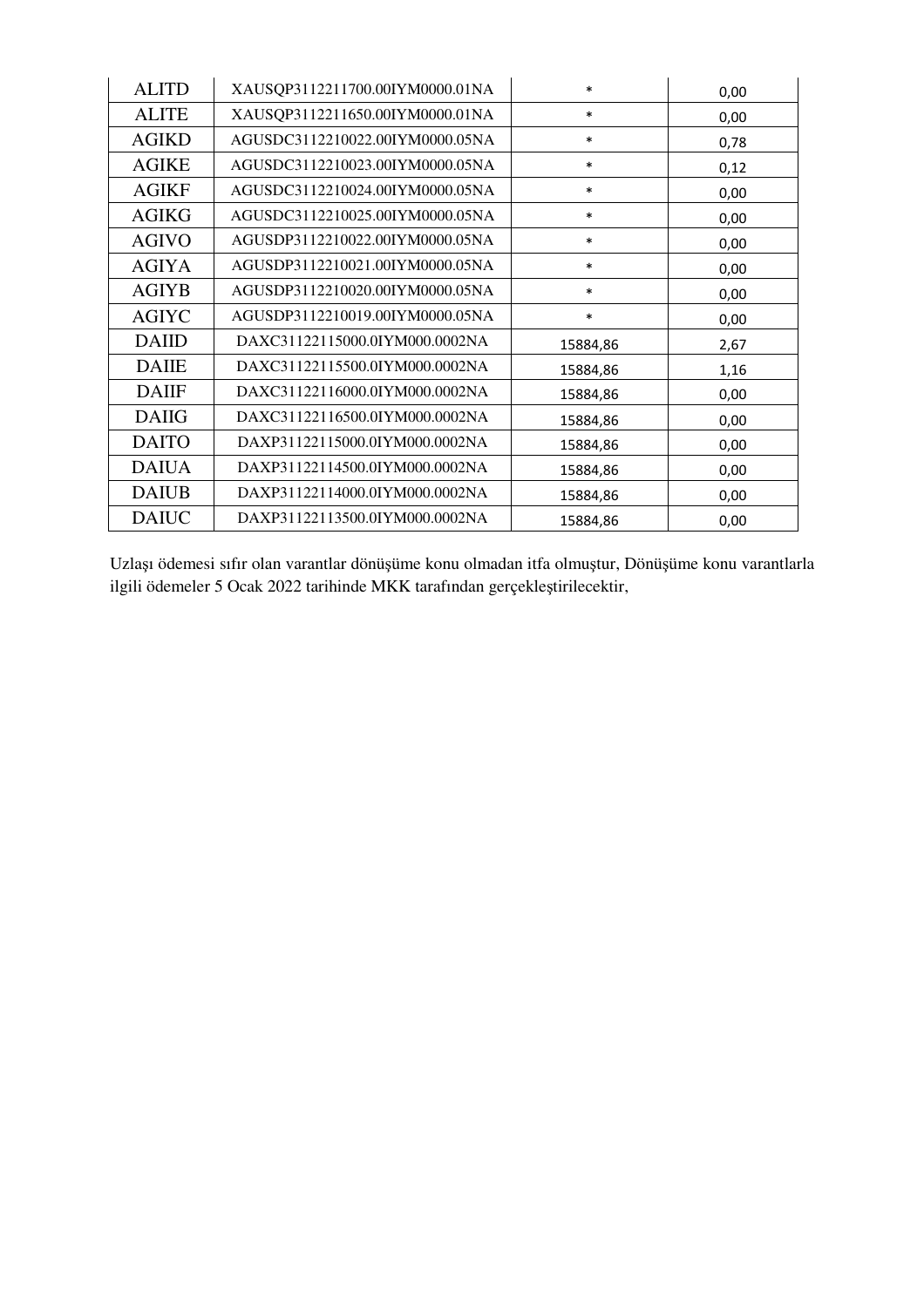| | | | |
|---|---|---|---|
| ALITD | XAUSQP3112211700.00IYM0000.01NA | * | 0,00 |
| ALITE | XAUSQP3112211650.00IYM0000.01NA | * | 0,00 |
| AGIKD | AGUSDC3112210022.00IYM0000.05NA | * | 0,78 |
| AGIKE | AGUSDC3112210023.00IYM0000.05NA | * | 0,12 |
| AGIKF | AGUSDC3112210024.00IYM0000.05NA | * | 0,00 |
| AGIKG | AGUSDC3112210025.00IYM0000.05NA | * | 0,00 |
| AGIVO | AGUSDP3112210022.00IYM0000.05NA | * | 0,00 |
| AGIYA | AGUSDP3112210021.00IYM0000.05NA | * | 0,00 |
| AGIYB | AGUSDP3112210020.00IYM0000.05NA | * | 0,00 |
| AGIYC | AGUSDP3112210019.00IYM0000.05NA | * | 0,00 |
| DAIID | DAXC31122115000.0IYM000.0002NA | 15884,86 | 2,67 |
| DAIIE | DAXC31122115500.0IYM000.0002NA | 15884,86 | 1,16 |
| DAIIF | DAXC31122116000.0IYM000.0002NA | 15884,86 | 0,00 |
| DAIIG | DAXC31122116500.0IYM000.0002NA | 15884,86 | 0,00 |
| DAITO | DAXP31122115000.0IYM000.0002NA | 15884,86 | 0,00 |
| DAIUA | DAXP31122114500.0IYM000.0002NA | 15884,86 | 0,00 |
| DAIUB | DAXP31122114000.0IYM000.0002NA | 15884,86 | 0,00 |
| DAIUC | DAXP31122113500.0IYM000.0002NA | 15884,86 | 0,00 |

Uzlaşı ödemesi sıfır olan varantlar dönüşüme konu olmadan itfa olmuştur, Dönüşüme konu varantlarla ilgili ödemeler 5 Ocak 2022 tarihinde MKK tarafından gerçekleştirilecektir,